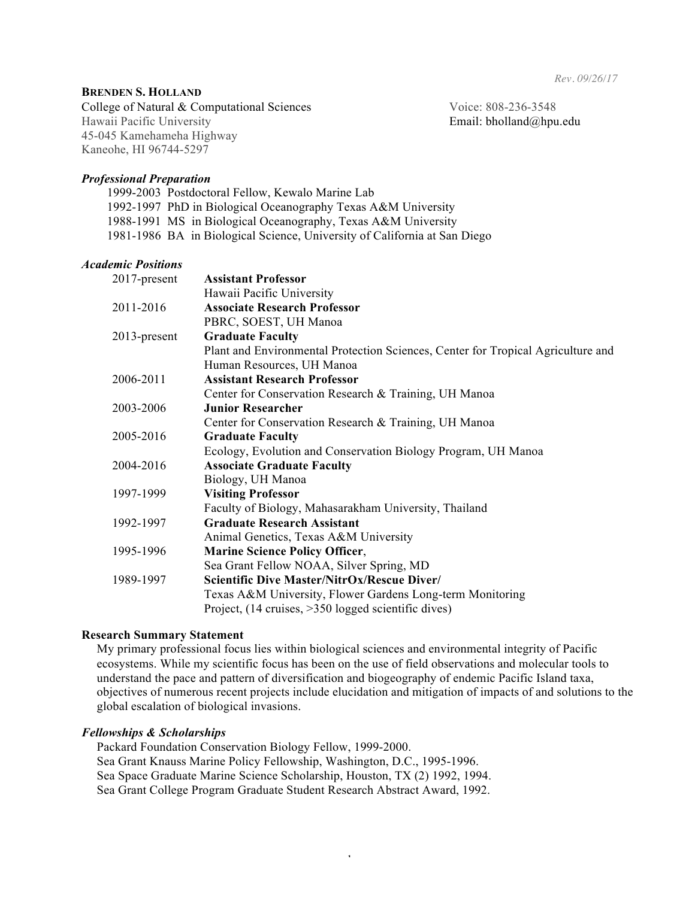*Rev. 09/26/17*

**BRENDEN S. HOLLAND**

College of Natural & Computational Sciences
Hawaii Pacific University
45-045 Kamehameha Highway
Kaneohe, HI 96744-5297

Voice: 808-236-3548
Email: bholland@hpu.edu

### *Professional Preparation*

1999-2003 Postdoctoral Fellow, Kewalo Marine Lab
1992-1997 PhD in Biological Oceanography Texas A&M University
1988-1991 MS in Biological Oceanography, Texas A&M University
1981-1986 BA in Biological Science, University of California at San Diego

### *Academic Positions*

| | |
|---|---|
| 2017-present | **Assistant Professor**<br>Hawaii Pacific University |
| 2011-2016 | **Associate Research Professor**<br>PBRC, SOEST, UH Manoa |
| 2013-present | **Graduate Faculty**<br>Plant and Environmental Protection Sciences, Center for Tropical Agriculture and Human Resources, UH Manoa |
| 2006-2011 | **Assistant Research Professor**<br>Center for Conservation Research & Training, UH Manoa |
| 2003-2006 | **Junior Researcher**<br>Center for Conservation Research & Training, UH Manoa |
| 2005-2016 | **Graduate Faculty**<br>Ecology, Evolution and Conservation Biology Program, UH Manoa |
| 2004-2016 | **Associate Graduate Faculty**<br>Biology, UH Manoa |
| 1997-1999 | **Visiting Professor**<br>Faculty of Biology, Mahasarakham University, Thailand |
| 1992-1997 | **Graduate Research Assistant**<br>Animal Genetics, Texas A&M University |
| 1995-1996 | **Marine Science Policy Officer**,<br>Sea Grant Fellow NOAA, Silver Spring, MD |
| 1989-1997 | **Scientific Dive Master/NitrOx/Rescue Diver/**<br>Texas A&M University, Flower Gardens Long-term Monitoring Project, (14 cruises, >350 logged scientific dives) |

### Research Summary Statement

My primary professional focus lies within biological sciences and environmental integrity of Pacific ecosystems. While my scientific focus has been on the use of field observations and molecular tools to understand the pace and pattern of diversification and biogeography of endemic Pacific Island taxa, objectives of numerous recent projects include elucidation and mitigation of impacts of and solutions to the global escalation of biological invasions.

### *Fellowships & Scholarships*

Packard Foundation Conservation Biology Fellow, 1999-2000.
Sea Grant Knauss Marine Policy Fellowship, Washington, D.C., 1995-1996.
Sea Space Graduate Marine Science Scholarship, Houston, TX (2) 1992, 1994.
Sea Grant College Program Graduate Student Research Abstract Award, 1992.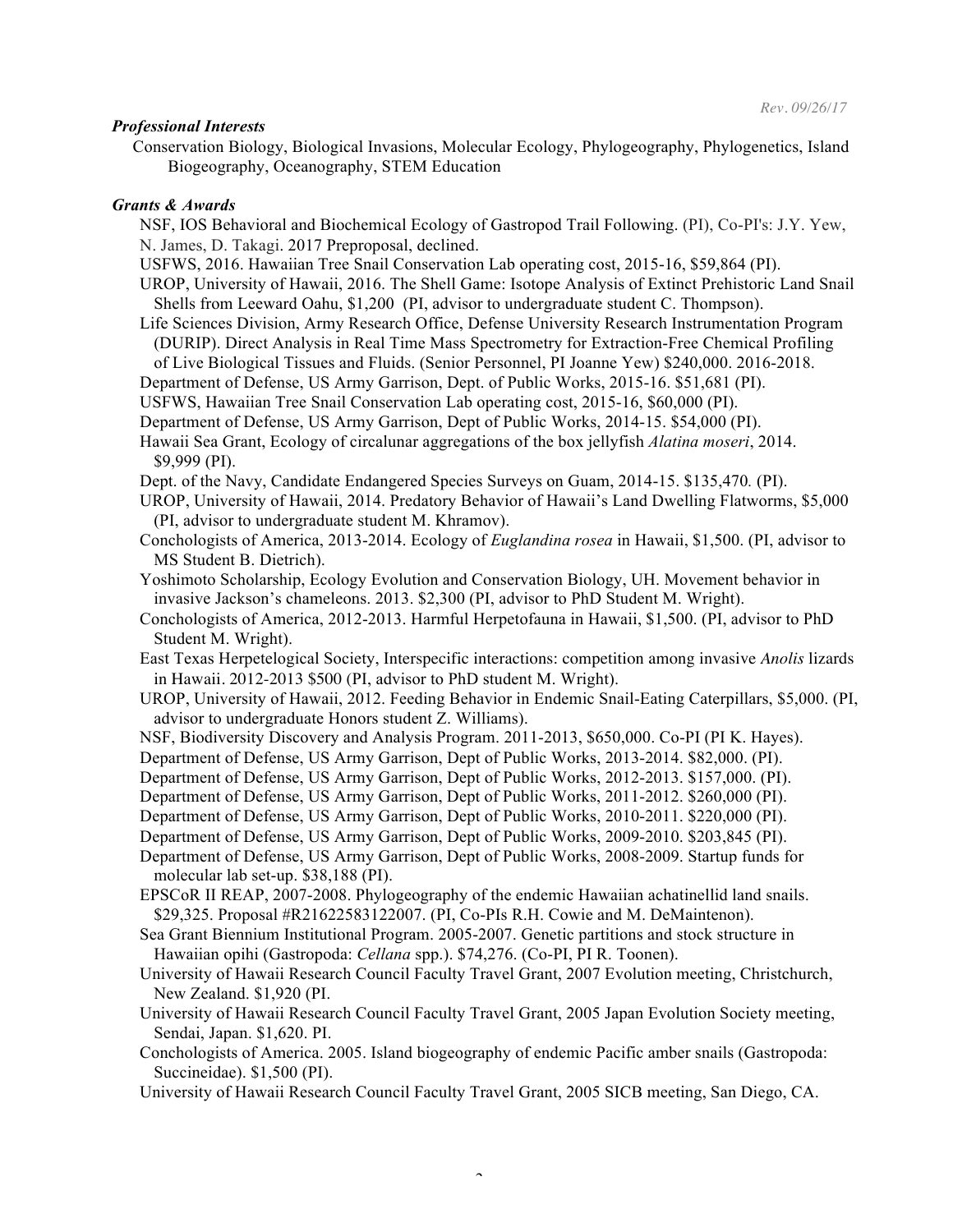*Rev. 09/26/17*

***Professional Interests***

Conservation Biology, Biological Invasions, Molecular Ecology, Phylogeography, Phylogenetics, Island Biogeography, Oceanography, STEM Education

***Grants & Awards***

NSF, IOS Behavioral and Biochemical Ecology of Gastropod Trail Following. (PI), Co-PI's: J.Y. Yew, N. James, D. Takagi. 2017 Preproposal, declined.

USFWS, 2016. Hawaiian Tree Snail Conservation Lab operating cost, 2015-16, $59,864 (PI).

UROP, University of Hawaii, 2016. The Shell Game: Isotope Analysis of Extinct Prehistoric Land Snail Shells from Leeward Oahu, $1,200 (PI, advisor to undergraduate student C. Thompson).

Life Sciences Division, Army Research Office, Defense University Research Instrumentation Program (DURIP). Direct Analysis in Real Time Mass Spectrometry for Extraction-Free Chemical Profiling of Live Biological Tissues and Fluids. (Senior Personnel, PI Joanne Yew) $240,000. 2016-2018.

Department of Defense, US Army Garrison, Dept. of Public Works, 2015-16. $51,681 (PI).

USFWS, Hawaiian Tree Snail Conservation Lab operating cost, 2015-16, $60,000 (PI).

Department of Defense, US Army Garrison, Dept of Public Works, 2014-15. $54,000 (PI).

Hawaii Sea Grant, Ecology of circalunar aggregations of the box jellyfish *Alatina moseri*, 2014. $9,999 (PI).

Dept. of the Navy, Candidate Endangered Species Surveys on Guam, 2014-15. $135,470. (PI).

UROP, University of Hawaii, 2014. Predatory Behavior of Hawaii's Land Dwelling Flatworms, $5,000 (PI, advisor to undergraduate student M. Khramov).

Conchologists of America, 2013-2014. Ecology of *Euglandina rosea* in Hawaii, $1,500. (PI, advisor to MS Student B. Dietrich).

Yoshimoto Scholarship, Ecology Evolution and Conservation Biology, UH. Movement behavior in invasive Jackson's chameleons. 2013. $2,300 (PI, advisor to PhD Student M. Wright).

Conchologists of America, 2012-2013. Harmful Herpetofauna in Hawaii, $1,500. (PI, advisor to PhD Student M. Wright).

East Texas Herpetelogical Society, Interspecific interactions: competition among invasive *Anolis* lizards in Hawaii. 2012-2013 $500 (PI, advisor to PhD student M. Wright).

UROP, University of Hawaii, 2012. Feeding Behavior in Endemic Snail-Eating Caterpillars, $5,000. (PI, advisor to undergraduate Honors student Z. Williams).

NSF, Biodiversity Discovery and Analysis Program. 2011-2013, $650,000. Co-PI (PI K. Hayes).

Department of Defense, US Army Garrison, Dept of Public Works, 2013-2014. $82,000. (PI).

Department of Defense, US Army Garrison, Dept of Public Works, 2012-2013. $157,000. (PI).

Department of Defense, US Army Garrison, Dept of Public Works, 2011-2012. $260,000 (PI).

Department of Defense, US Army Garrison, Dept of Public Works, 2010-2011. $220,000 (PI).

Department of Defense, US Army Garrison, Dept of Public Works, 2009-2010. $203,845 (PI).

Department of Defense, US Army Garrison, Dept of Public Works, 2008-2009. Startup funds for molecular lab set-up. $38,188 (PI).

EPSCoR II REAP, 2007-2008. Phylogeography of the endemic Hawaiian achatinellid land snails. $29,325. Proposal #R21622583122007. (PI, Co-PIs R.H. Cowie and M. DeMaintenon).

Sea Grant Biennium Institutional Program. 2005-2007. Genetic partitions and stock structure in Hawaiian opihi (Gastropoda: *Cellana* spp.). $74,276. (Co-PI, PI R. Toonen).

University of Hawaii Research Council Faculty Travel Grant, 2007 Evolution meeting, Christchurch, New Zealand. $1,920 (PI.

University of Hawaii Research Council Faculty Travel Grant, 2005 Japan Evolution Society meeting, Sendai, Japan. $1,620. PI.

Conchologists of America. 2005. Island biogeography of endemic Pacific amber snails (Gastropoda: Succineidae). $1,500 (PI).

University of Hawaii Research Council Faculty Travel Grant, 2005 SICB meeting, San Diego, CA.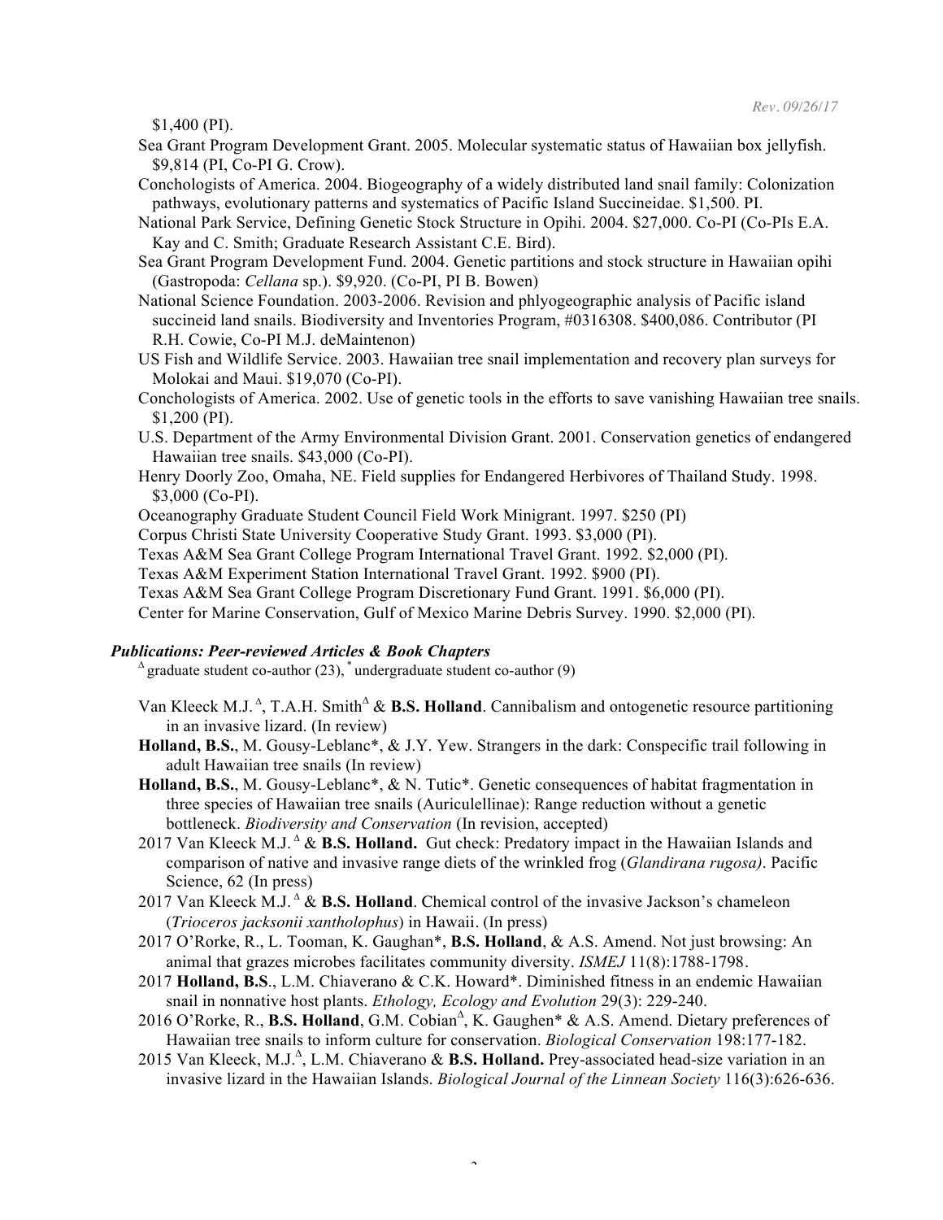$1,400 (PI).

Sea Grant Program Development Grant. 2005. Molecular systematic status of Hawaiian box jellyfish. $9,814 (PI, Co-PI G. Crow).

Conchologists of America. 2004. Biogeography of a widely distributed land snail family: Colonization pathways, evolutionary patterns and systematics of Pacific Island Succineidae. $1,500. PI.

National Park Service, Defining Genetic Stock Structure in Opihi. 2004. $27,000. Co-PI (Co-PIs E.A. Kay and C. Smith; Graduate Research Assistant C.E. Bird).

Sea Grant Program Development Fund. 2004. Genetic partitions and stock structure in Hawaiian opihi (Gastropoda: *Cellana* sp.). $9,920. (Co-PI, PI B. Bowen)

National Science Foundation. 2003-2006. Revision and phlyogeographic analysis of Pacific island succineid land snails. Biodiversity and Inventories Program, #0316308. $400,086. Contributor (PI R.H. Cowie, Co-PI M.J. deMaintenon)

US Fish and Wildlife Service. 2003. Hawaiian tree snail implementation and recovery plan surveys for Molokai and Maui. $19,070 (Co-PI).

Conchologists of America. 2002. Use of genetic tools in the efforts to save vanishing Hawaiian tree snails. $1,200 (PI).

U.S. Department of the Army Environmental Division Grant. 2001. Conservation genetics of endangered Hawaiian tree snails. $43,000 (Co-PI).

Henry Doorly Zoo, Omaha, NE. Field supplies for Endangered Herbivores of Thailand Study. 1998. $3,000 (Co-PI).

Oceanography Graduate Student Council Field Work Minigrant. 1997. $250 (PI)

Corpus Christi State University Cooperative Study Grant. 1993. $3,000 (PI).

Texas A&M Sea Grant College Program International Travel Grant. 1992. $2,000 (PI).

Texas A&M Experiment Station International Travel Grant. 1992. $900 (PI).

Texas A&M Sea Grant College Program Discretionary Fund Grant. 1991. $6,000 (PI).

Center for Marine Conservation, Gulf of Mexico Marine Debris Survey. 1990. $2,000 (PI).

### *Publications: Peer-reviewed Articles & Book Chapters*

$^{\Delta}$ graduate student co-author (23), * undergraduate student co-author (9)

Van Kleeck M.J.$^{\Delta}$, T.A.H. Smith$^{\Delta}$ & **B.S. Holland**. Cannibalism and ontogenetic resource partitioning in an invasive lizard. (In review)

**Holland, B.S.**, M. Gousy-Leblanc*, & J.Y. Yew. Strangers in the dark: Conspecific trail following in adult Hawaiian tree snails (In review)

**Holland, B.S.**, M. Gousy-Leblanc*, & N. Tutic*. Genetic consequences of habitat fragmentation in three species of Hawaiian tree snails (Auriculellinae): Range reduction without a genetic bottleneck. *Biodiversity and Conservation* (In revision, accepted)

2017 Van Kleeck M.J.$^{\Delta}$ & **B.S. Holland.** Gut check: Predatory impact in the Hawaiian Islands and comparison of native and invasive range diets of the wrinkled frog (*Glandirana rugosa)*. Pacific Science, 62 (In press)

2017 Van Kleeck M.J.$^{\Delta}$ & **B.S. Holland**. Chemical control of the invasive Jackson's chameleon (*Trioceros jacksonii xantholophus*) in Hawaii. (In press)

2017 O'Rorke, R., L. Tooman, K. Gaughan*, **B.S. Holland**, & A.S. Amend. Not just browsing: An animal that grazes microbes facilitates community diversity. *ISMEJ* 11(8):1788-1798.

2017 **Holland, B.S**., L.M. Chiaverano & C.K. Howard*. Diminished fitness in an endemic Hawaiian snail in nonnative host plants. *Ethology, Ecology and Evolution* 29(3): 229-240.

2016 O'Rorke, R., **B.S. Holland**, G.M. Cobian$^{\Delta}$, K. Gaughen* & A.S. Amend. Dietary preferences of Hawaiian tree snails to inform culture for conservation. *Biological Conservation* 198:177-182.

2015 Van Kleeck, M.J.$^{\Delta}$, L.M. Chiaverano & **B.S. Holland.** Prey-associated head-size variation in an invasive lizard in the Hawaiian Islands. *Biological Journal of the Linnean Society* 116(3):626-636.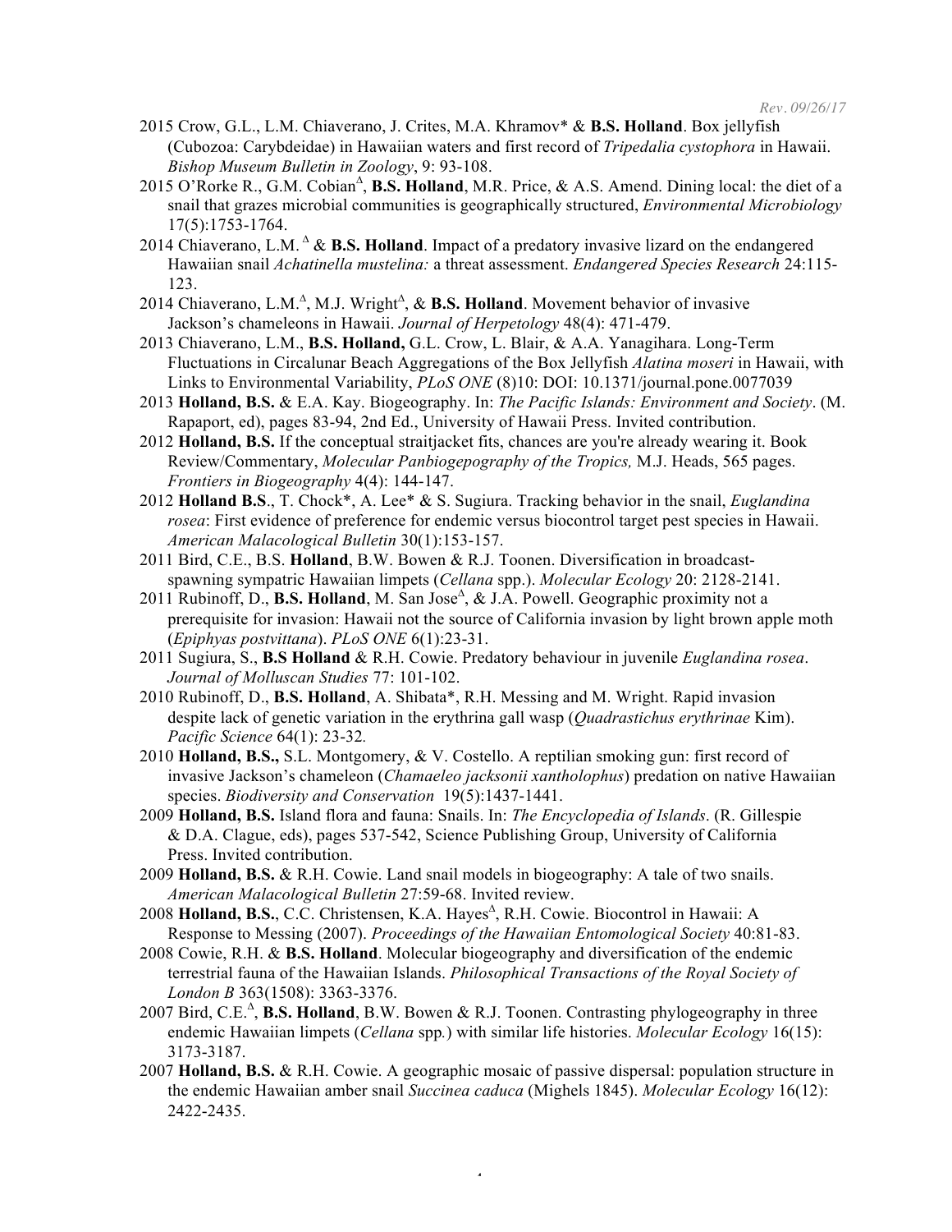2015 Crow, G.L., L.M. Chiaverano, J. Crites, M.A. Khramov* & **B.S. Holland**. Box jellyfish (Cubozoa: Carybdeidae) in Hawaiian waters and first record of *Tripedalia cystophora* in Hawaii. *Bishop Museum Bulletin in Zoology*, 9: 93-108.

2015 O'Rorke R., G.M. Cobian[Δ], **B.S. Holland**, M.R. Price, & A.S. Amend. Dining local: the diet of a snail that grazes microbial communities is geographically structured, *Environmental Microbiology* 17(5):1753-1764.

2014 Chiaverano, L.M. [Δ] & **B.S. Holland**. Impact of a predatory invasive lizard on the endangered Hawaiian snail *Achatinella mustelina:* a threat assessment. *Endangered Species Research* 24:115-123.

2014 Chiaverano, L.M.[Δ], M.J. Wright[Δ], & **B.S. Holland**. Movement behavior of invasive Jackson's chameleons in Hawaii. *Journal of Herpetology* 48(4): 471-479.

2013 Chiaverano, L.M., **B.S. Holland,** G.L. Crow, L. Blair, & A.A. Yanagihara. Long-Term Fluctuations in Circalunar Beach Aggregations of the Box Jellyfish *Alatina moseri* in Hawaii, with Links to Environmental Variability, *PLoS ONE* (8)10: DOI: 10.1371/journal.pone.0077039

2013 **Holland, B.S.** & E.A. Kay. Biogeography. In: *The Pacific Islands: Environment and Society*. (M. Rapaport, ed), pages 83-94, 2nd Ed., University of Hawaii Press. Invited contribution.

2012 **Holland, B.S.** If the conceptual straitjacket fits, chances are you're already wearing it. Book Review/Commentary, *Molecular Panbiogepography of the Tropics,* M.J. Heads, 565 pages. *Frontiers in Biogeography* 4(4): 144-147.

2012 **Holland B.S**., T. Chock*, A. Lee* & S. Sugiura. Tracking behavior in the snail, *Euglandina rosea*: First evidence of preference for endemic versus biocontrol target pest species in Hawaii. *American Malacological Bulletin* 30(1):153-157.

2011 Bird, C.E., B.S. **Holland**, B.W. Bowen & R.J. Toonen. Diversification in broadcast-spawning sympatric Hawaiian limpets (*Cellana* spp.). *Molecular Ecology* 20: 2128-2141.

2011 Rubinoff, D., **B.S. Holland**, M. San Jose[Δ], & J.A. Powell. Geographic proximity not a prerequisite for invasion: Hawaii not the source of California invasion by light brown apple moth (*Epiphyas postvittana*). *PLoS ONE* 6(1):23-31.

2011 Sugiura, S., **B.S Holland** & R.H. Cowie. Predatory behaviour in juvenile *Euglandina rosea*. *Journal of Molluscan Studies* 77: 101-102.

2010 Rubinoff, D., **B.S. Holland**, A. Shibata*, R.H. Messing and M. Wright. Rapid invasion despite lack of genetic variation in the erythrina gall wasp (*Quadrastichus erythrinae* Kim). *Pacific Science* 64(1): 23-32*.*

2010 **Holland, B.S.,** S.L. Montgomery, & V. Costello. A reptilian smoking gun: first record of invasive Jackson's chameleon (*Chamaeleo jacksonii xantholophus*) predation on native Hawaiian species. *Biodiversity and Conservation* 19(5):1437-1441.

2009 **Holland, B.S.** Island flora and fauna: Snails. In: *The Encyclopedia of Islands*. (R. Gillespie & D.A. Clague, eds), pages 537-542, Science Publishing Group, University of California Press. Invited contribution.

2009 **Holland, B.S.** & R.H. Cowie. Land snail models in biogeography: A tale of two snails. *American Malacological Bulletin* 27:59-68. Invited review.

2008 **Holland, B.S.**, C.C. Christensen, K.A. Hayes[Δ], R.H. Cowie. Biocontrol in Hawaii: A Response to Messing (2007). *Proceedings of the Hawaiian Entomological Society* 40:81-83.

2008 Cowie, R.H. & **B.S. Holland**. Molecular biogeography and diversification of the endemic terrestrial fauna of the Hawaiian Islands. *Philosophical Transactions of the Royal Society of London B* 363(1508): 3363-3376.

2007 Bird, C.E.[Δ], **B.S. Holland**, B.W. Bowen & R.J. Toonen. Contrasting phylogeography in three endemic Hawaiian limpets (*Cellana* spp*.*) with similar life histories. *Molecular Ecology* 16(15): 3173-3187.

2007 **Holland, B.S.** & R.H. Cowie. A geographic mosaic of passive dispersal: population structure in the endemic Hawaiian amber snail *Succinea caduca* (Mighels 1845). *Molecular Ecology* 16(12): 2422-2435.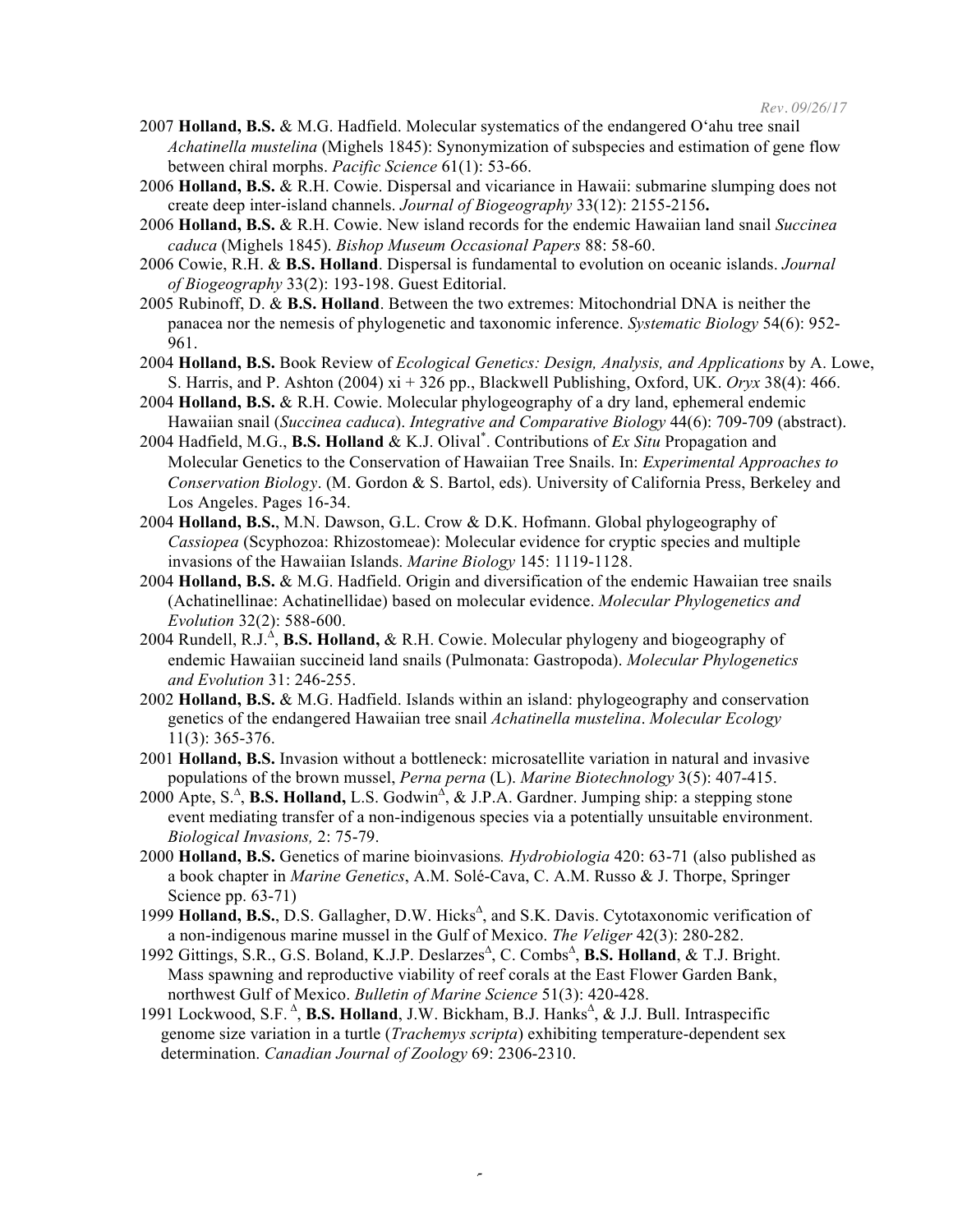2007 **Holland, B.S.** & M.G. Hadfield. Molecular systematics of the endangered Oʻahu tree snail *Achatinella mustelina* (Mighels 1845): Synonymization of subspecies and estimation of gene flow between chiral morphs. *Pacific Science* 61(1): 53-66.

2006 **Holland, B.S.** & R.H. Cowie. Dispersal and vicariance in Hawaii: submarine slumping does not create deep inter-island channels. *Journal of Biogeography* 33(12): 2155-2156**.**

2006 **Holland, B.S.** & R.H. Cowie. New island records for the endemic Hawaiian land snail *Succinea caduca* (Mighels 1845). *Bishop Museum Occasional Papers* 88: 58-60.

2006 Cowie, R.H. & **B.S. Holland**. Dispersal is fundamental to evolution on oceanic islands. *Journal of Biogeography* 33(2): 193-198. Guest Editorial.

2005 Rubinoff, D. & **B.S. Holland**. Between the two extremes: Mitochondrial DNA is neither the panacea nor the nemesis of phylogenetic and taxonomic inference. *Systematic Biology* 54(6): 952-961.

2004 **Holland, B.S.** Book Review of *Ecological Genetics: Design, Analysis, and Applications* by A. Lowe, S. Harris, and P. Ashton (2004) xi + 326 pp., Blackwell Publishing, Oxford, UK. *Oryx* 38(4): 466.

2004 **Holland, B.S.** & R.H. Cowie. Molecular phylogeography of a dry land, ephemeral endemic Hawaiian snail (*Succinea caduca*). *Integrative and Comparative Biology* 44(6): 709-709 (abstract).

2004 Hadfield, M.G., **B.S. Holland** & K.J. Olival[*]. Contributions of *Ex Situ* Propagation and Molecular Genetics to the Conservation of Hawaiian Tree Snails. In: *Experimental Approaches to Conservation Biology*. (M. Gordon & S. Bartol, eds). University of California Press, Berkeley and Los Angeles. Pages 16-34.

2004 **Holland, B.S.**, M.N. Dawson, G.L. Crow & D.K. Hofmann. Global phylogeography of *Cassiopea* (Scyphozoa: Rhizostomeae): Molecular evidence for cryptic species and multiple invasions of the Hawaiian Islands. *Marine Biology* 145: 1119-1128.

2004 **Holland, B.S.** & M.G. Hadfield. Origin and diversification of the endemic Hawaiian tree snails (Achatinellinae: Achatinellidae) based on molecular evidence. *Molecular Phylogenetics and Evolution* 32(2): 588-600.

2004 Rundell, R.J.[Δ], **B.S. Holland,** & R.H. Cowie. Molecular phylogeny and biogeography of endemic Hawaiian succineid land snails (Pulmonata: Gastropoda). *Molecular Phylogenetics and Evolution* 31: 246-255.

2002 **Holland, B.S.** & M.G. Hadfield. Islands within an island: phylogeography and conservation genetics of the endangered Hawaiian tree snail *Achatinella mustelina*. *Molecular Ecology* 11(3): 365-376.

2001 **Holland, B.S.** Invasion without a bottleneck: microsatellite variation in natural and invasive populations of the brown mussel, *Perna perna* (L). *Marine Biotechnology* 3(5): 407-415.

2000 Apte, S.[Δ], **B.S. Holland,** L.S. Godwin[Δ], & J.P.A. Gardner. Jumping ship: a stepping stone event mediating transfer of a non-indigenous species via a potentially unsuitable environment. *Biological Invasions,* 2: 75-79.

2000 **Holland, B.S.** Genetics of marine bioinvasions*. Hydrobiologia* 420: 63-71 (also published as a book chapter in *Marine Genetics*, A.M. Solé-Cava, C. A.M. Russo & J. Thorpe, Springer Science pp. 63-71)

1999 **Holland, B.S.**, D.S. Gallagher, D.W. Hicks[Δ], and S.K. Davis. Cytotaxonomic verification of a non-indigenous marine mussel in the Gulf of Mexico. *The Veliger* 42(3): 280-282.

1992 Gittings, S.R., G.S. Boland, K.J.P. Deslarzes[Δ], C. Combs[Δ], **B.S. Holland**, & T.J. Bright. Mass spawning and reproductive viability of reef corals at the East Flower Garden Bank, northwest Gulf of Mexico. *Bulletin of Marine Science* 51(3): 420-428.

1991 Lockwood, S.F. [Δ], **B.S. Holland**, J.W. Bickham, B.J. Hanks[Δ], & J.J. Bull. Intraspecific genome size variation in a turtle (*Trachemys scripta*) exhibiting temperature-dependent sex determination. *Canadian Journal of Zoology* 69: 2306-2310.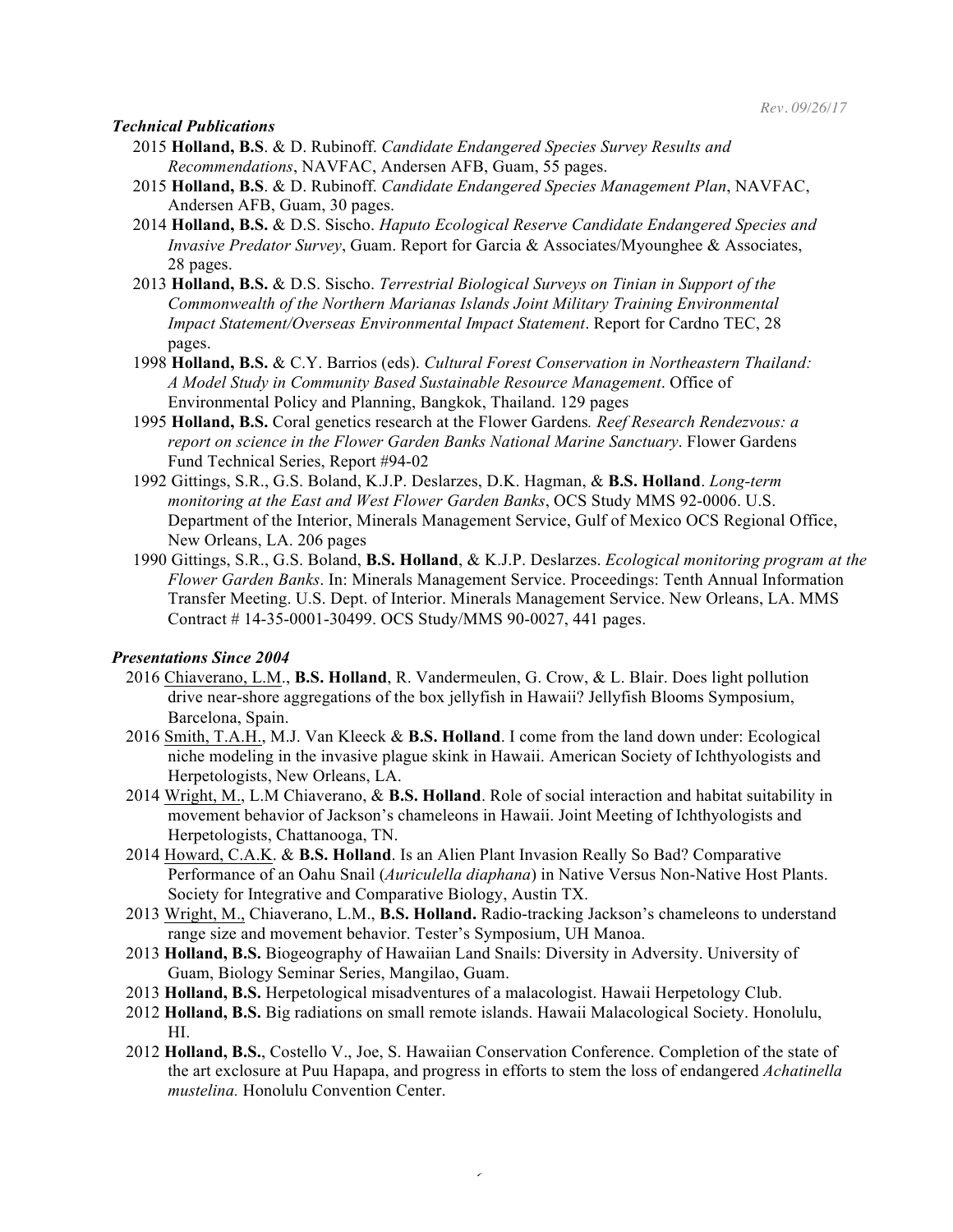### *Technical Publications*

- 2015 **Holland, B.S**. & D. Rubinoff. *Candidate Endangered Species Survey Results and Recommendations*, NAVFAC, Andersen AFB, Guam, 55 pages.
- 2015 **Holland, B.S**. & D. Rubinoff. *Candidate Endangered Species Management Plan*, NAVFAC, Andersen AFB, Guam, 30 pages.
- 2014 **Holland, B.S.** & D.S. Sischo. *Haputo Ecological Reserve Candidate Endangered Species and Invasive Predator Survey*, Guam. Report for Garcia & Associates/Myounghee & Associates, 28 pages.
- 2013 **Holland, B.S.** & D.S. Sischo. *Terrestrial Biological Surveys on Tinian in Support of the Commonwealth of the Northern Marianas Islands Joint Military Training Environmental Impact Statement/Overseas Environmental Impact Statement*. Report for Cardno TEC, 28 pages.
- 1998 **Holland, B.S.** & C.Y. Barrios (eds). *Cultural Forest Conservation in Northeastern Thailand: A Model Study in Community Based Sustainable Resource Management*. Office of Environmental Policy and Planning, Bangkok, Thailand. 129 pages
- 1995 **Holland, B.S.** Coral genetics research at the Flower Gardens*. Reef Research Rendezvous: a report on science in the Flower Garden Banks National Marine Sanctuary*. Flower Gardens Fund Technical Series, Report #94-02
- 1992 Gittings, S.R., G.S. Boland, K.J.P. Deslarzes, D.K. Hagman, & **B.S. Holland**. *Long-term monitoring at the East and West Flower Garden Banks*, OCS Study MMS 92-0006. U.S. Department of the Interior, Minerals Management Service, Gulf of Mexico OCS Regional Office, New Orleans, LA. 206 pages
- 1990 Gittings, S.R., G.S. Boland, **B.S. Holland**, & K.J.P. Deslarzes. *Ecological monitoring program at the Flower Garden Banks*. In: Minerals Management Service. Proceedings: Tenth Annual Information Transfer Meeting. U.S. Dept. of Interior. Minerals Management Service. New Orleans, LA. MMS Contract # 14-35-0001-30499. OCS Study/MMS 90-0027, 441 pages.

### *Presentations Since 2004*

- 2016 Chiaverano, L.M., **B.S. Holland**, R. Vandermeulen, G. Crow, & L. Blair. Does light pollution drive near-shore aggregations of the box jellyfish in Hawaii? Jellyfish Blooms Symposium, Barcelona, Spain.
- 2016 Smith, T.A.H., M.J. Van Kleeck & **B.S. Holland**. I come from the land down under: Ecological niche modeling in the invasive plague skink in Hawaii. American Society of Ichthyologists and Herpetologists, New Orleans, LA.
- 2014 Wright, M., L.M Chiaverano, & **B.S. Holland**. Role of social interaction and habitat suitability in movement behavior of Jackson's chameleons in Hawaii. Joint Meeting of Ichthyologists and Herpetologists, Chattanooga, TN.
- 2014 Howard, C.A.K. & **B.S. Holland**. Is an Alien Plant Invasion Really So Bad? Comparative Performance of an Oahu Snail (*Auriculella diaphana*) in Native Versus Non-Native Host Plants. Society for Integrative and Comparative Biology, Austin TX.
- 2013 Wright, M., Chiaverano, L.M., **B.S. Holland.** Radio-tracking Jackson's chameleons to understand range size and movement behavior. Tester's Symposium, UH Manoa.
- 2013 **Holland, B.S.** Biogeography of Hawaiian Land Snails: Diversity in Adversity. University of Guam, Biology Seminar Series, Mangilao, Guam.
- 2013 **Holland, B.S.** Herpetological misadventures of a malacologist. Hawaii Herpetology Club.
- 2012 **Holland, B.S.** Big radiations on small remote islands. Hawaii Malacological Society. Honolulu, HI.
- 2012 **Holland, B.S.**, Costello V., Joe, S. Hawaiian Conservation Conference. Completion of the state of the art exclosure at Puu Hapapa, and progress in efforts to stem the loss of endangered *Achatinella mustelina.* Honolulu Convention Center.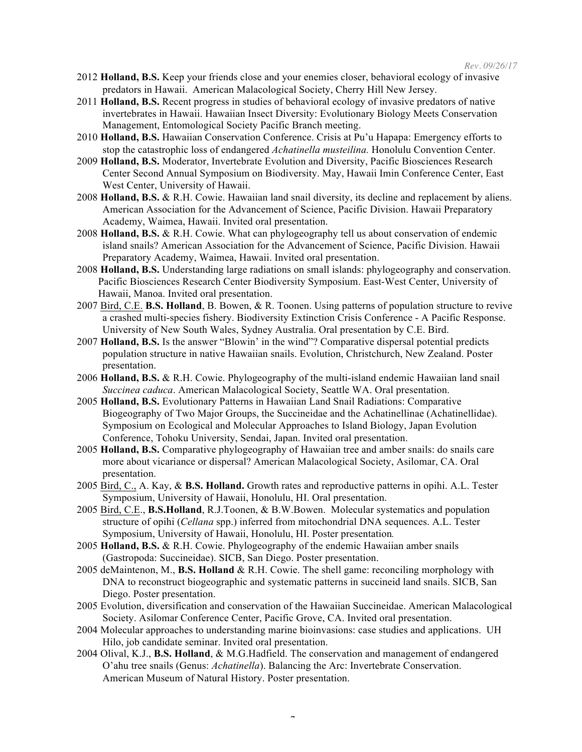2012 **Holland, B.S.** Keep your friends close and your enemies closer, behavioral ecology of invasive predators in Hawaii. American Malacological Society, Cherry Hill New Jersey.

2011 **Holland, B.S.** Recent progress in studies of behavioral ecology of invasive predators of native invertebrates in Hawaii. Hawaiian Insect Diversity: Evolutionary Biology Meets Conservation Management, Entomological Society Pacific Branch meeting.

2010 **Holland, B.S.** Hawaiian Conservation Conference. Crisis at Pu'u Hapapa: Emergency efforts to stop the catastrophic loss of endangered *Achatinella musteilina.* Honolulu Convention Center.

2009 **Holland, B.S.** Moderator, Invertebrate Evolution and Diversity, Pacific Biosciences Research Center Second Annual Symposium on Biodiversity. May, Hawaii Imin Conference Center, East West Center, University of Hawaii.

2008 **Holland, B.S.** & R.H. Cowie. Hawaiian land snail diversity, its decline and replacement by aliens. American Association for the Advancement of Science, Pacific Division. Hawaii Preparatory Academy, Waimea, Hawaii. Invited oral presentation.

2008 **Holland, B.S.** & R.H. Cowie. What can phylogeography tell us about conservation of endemic island snails? American Association for the Advancement of Science, Pacific Division. Hawaii Preparatory Academy, Waimea, Hawaii. Invited oral presentation.

2008 **Holland, B.S.** Understanding large radiations on small islands: phylogeography and conservation. Pacific Biosciences Research Center Biodiversity Symposium. East-West Center, University of Hawaii, Manoa. Invited oral presentation.

2007 Bird, C.E. **B.S. Holland**, B. Bowen, & R. Toonen. Using patterns of population structure to revive a crashed multi-species fishery. Biodiversity Extinction Crisis Conference - A Pacific Response. University of New South Wales, Sydney Australia. Oral presentation by C.E. Bird.

2007 **Holland, B.S.** Is the answer "Blowin' in the wind"? Comparative dispersal potential predicts population structure in native Hawaiian snails. Evolution, Christchurch, New Zealand. Poster presentation.

2006 **Holland, B.S.** & R.H. Cowie. Phylogeography of the multi-island endemic Hawaiian land snail *Succinea caduca*. American Malacological Society, Seattle WA. Oral presentation.

2005 **Holland, B.S.** Evolutionary Patterns in Hawaiian Land Snail Radiations: Comparative Biogeography of Two Major Groups, the Succineidae and the Achatinellinae (Achatinellidae). Symposium on Ecological and Molecular Approaches to Island Biology, Japan Evolution Conference, Tohoku University, Sendai, Japan. Invited oral presentation.

2005 **Holland, B.S.** Comparative phylogeography of Hawaiian tree and amber snails: do snails care more about vicariance or dispersal? American Malacological Society, Asilomar, CA. Oral presentation.

2005 Bird, C., A. Kay, & **B.S. Holland.** Growth rates and reproductive patterns in opihi. A.L. Tester Symposium, University of Hawaii, Honolulu, HI. Oral presentation.

2005 Bird, C.E., **B.S.Holland**, R.J.Toonen, & B.W.Bowen. Molecular systematics and population structure of opihi (*Cellana* spp.) inferred from mitochondrial DNA sequences. A.L. Tester Symposium, University of Hawaii, Honolulu, HI. Poster presentation.

2005 **Holland, B.S.** & R.H. Cowie. Phylogeography of the endemic Hawaiian amber snails (Gastropoda: Succineidae). SICB, San Diego. Poster presentation.

2005 deMaintenon, M., **B.S. Holland** & R.H. Cowie. The shell game: reconciling morphology with DNA to reconstruct biogeographic and systematic patterns in succineid land snails. SICB, San Diego. Poster presentation.

2005 Evolution, diversification and conservation of the Hawaiian Succineidae. American Malacological Society. Asilomar Conference Center, Pacific Grove, CA. Invited oral presentation.

2004 Molecular approaches to understanding marine bioinvasions: case studies and applications. UH Hilo, job candidate seminar. Invited oral presentation.

2004 Olival, K.J., **B.S. Holland**, & M.G.Hadfield. The conservation and management of endangered O'ahu tree snails (Genus: *Achatinella*). Balancing the Arc: Invertebrate Conservation. American Museum of Natural History. Poster presentation.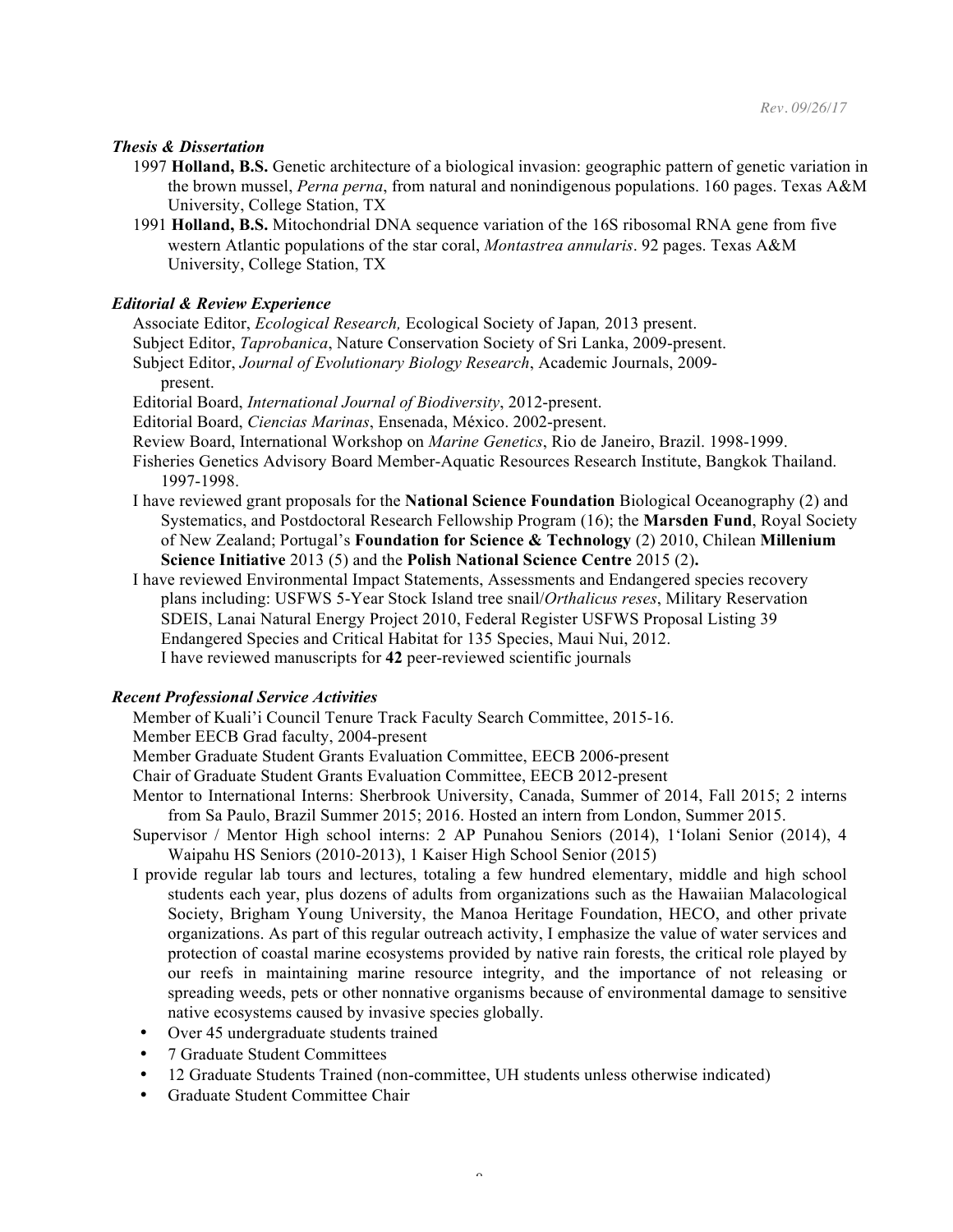### *Thesis & Dissertation*

1997 **Holland, B.S.** Genetic architecture of a biological invasion: geographic pattern of genetic variation in the brown mussel, *Perna perna*, from natural and nonindigenous populations. 160 pages. Texas A&M University, College Station, TX

1991 **Holland, B.S.** Mitochondrial DNA sequence variation of the 16S ribosomal RNA gene from five western Atlantic populations of the star coral, *Montastrea annularis*. 92 pages. Texas A&M University, College Station, TX

### *Editorial & Review Experience*

Associate Editor, *Ecological Research,* Ecological Society of Japan*,* 2013 present.

Subject Editor, *Taprobanica*, Nature Conservation Society of Sri Lanka, 2009-present.

Subject Editor, *Journal of Evolutionary Biology Research*, Academic Journals, 2009-present.

Editorial Board, *International Journal of Biodiversity*, 2012-present.

Editorial Board, *Ciencias Marinas*, Ensenada, México. 2002-present.

Review Board, International Workshop on *Marine Genetics*, Rio de Janeiro, Brazil. 1998-1999.

Fisheries Genetics Advisory Board Member-Aquatic Resources Research Institute, Bangkok Thailand. 1997-1998.

I have reviewed grant proposals for the **National Science Foundation** Biological Oceanography (2) and Systematics, and Postdoctoral Research Fellowship Program (16); the **Marsden Fund**, Royal Society of New Zealand; Portugal's **Foundation for Science & Technology** (2) 2010, Chilean **Millenium Science Initiative** 2013 (5) and the **Polish National Science Centre** 2015 (2)**.**

I have reviewed Environmental Impact Statements, Assessments and Endangered species recovery plans including: USFWS 5-Year Stock Island tree snail/*Orthalicus reses*, Military Reservation SDEIS, Lanai Natural Energy Project 2010, Federal Register USFWS Proposal Listing 39 Endangered Species and Critical Habitat for 135 Species, Maui Nui, 2012.

I have reviewed manuscripts for **42** peer-reviewed scientific journals

### *Recent Professional Service Activities*

Member of Kuali'i Council Tenure Track Faculty Search Committee, 2015-16.

Member EECB Grad faculty, 2004-present

Member Graduate Student Grants Evaluation Committee, EECB 2006-present

Chair of Graduate Student Grants Evaluation Committee, EECB 2012-present

Mentor to International Interns: Sherbrook University, Canada, Summer of 2014, Fall 2015; 2 interns from Sa Paulo, Brazil Summer 2015; 2016. Hosted an intern from London, Summer 2015.

Supervisor / Mentor High school interns: 2 AP Punahou Seniors (2014), 1'Iolani Senior (2014), 4 Waipahu HS Seniors (2010-2013), 1 Kaiser High School Senior (2015)

I provide regular lab tours and lectures, totaling a few hundred elementary, middle and high school students each year, plus dozens of adults from organizations such as the Hawaiian Malacological Society, Brigham Young University, the Manoa Heritage Foundation, HECO, and other private organizations. As part of this regular outreach activity, I emphasize the value of water services and protection of coastal marine ecosystems provided by native rain forests, the critical role played by our reefs in maintaining marine resource integrity, and the importance of not releasing or spreading weeds, pets or other nonnative organisms because of environmental damage to sensitive native ecosystems caused by invasive species globally.

- Over 45 undergraduate students trained
- 7 Graduate Student Committees
- 12 Graduate Students Trained (non-committee, UH students unless otherwise indicated)
- Graduate Student Committee Chair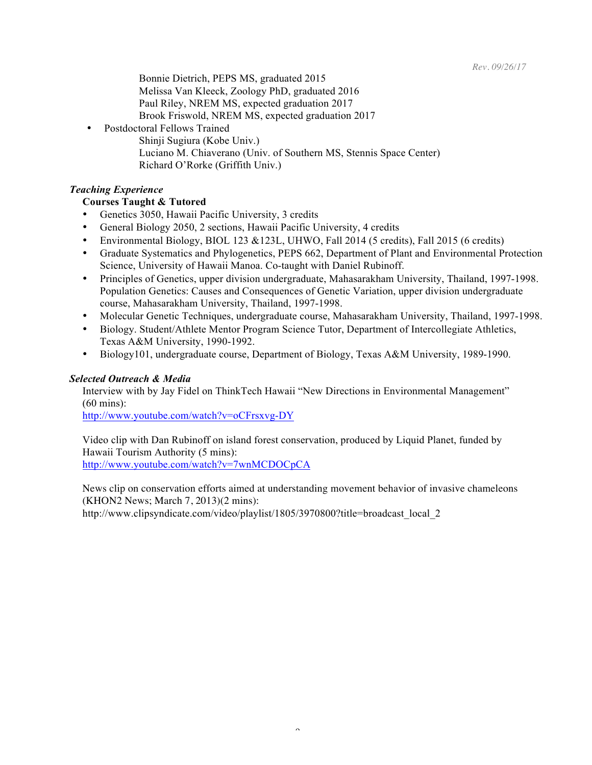Bonnie Dietrich, PEPS MS, graduated 2015
Melissa Van Kleeck, Zoology PhD, graduated 2016
Paul Riley, NREM MS, expected graduation 2017
Brook Friswold, NREM MS, expected graduation 2017

- Postdoctoral Fellows Trained
  Shinji Sugiura (Kobe Univ.)
  Luciano M. Chiaverano (Univ. of Southern MS, Stennis Space Center)
  Richard O'Rorke (Griffith Univ.)

### *Teaching Experience*

**Courses Taught & Tutored**

- Genetics 3050, Hawaii Pacific University, 3 credits
- General Biology 2050, 2 sections, Hawaii Pacific University, 4 credits
- Environmental Biology, BIOL 123 &123L, UHWO, Fall 2014 (5 credits), Fall 2015 (6 credits)
- Graduate Systematics and Phylogenetics, PEPS 662, Department of Plant and Environmental Protection Science, University of Hawaii Manoa. Co-taught with Daniel Rubinoff.
- Principles of Genetics, upper division undergraduate, Mahasarakham University, Thailand, 1997-1998. Population Genetics: Causes and Consequences of Genetic Variation, upper division undergraduate course, Mahasarakham University, Thailand, 1997-1998.
- Molecular Genetic Techniques, undergraduate course, Mahasarakham University, Thailand, 1997-1998.
- Biology. Student/Athlete Mentor Program Science Tutor, Department of Intercollegiate Athletics, Texas A&M University, 1990-1992.
- Biology101, undergraduate course, Department of Biology, Texas A&M University, 1989-1990.

### *Selected Outreach & Media*

Interview with by Jay Fidel on ThinkTech Hawaii "New Directions in Environmental Management" (60 mins):
http://www.youtube.com/watch?v=oCFrsxvg-DY

Video clip with Dan Rubinoff on island forest conservation, produced by Liquid Planet, funded by Hawaii Tourism Authority (5 mins):
http://www.youtube.com/watch?v=7wnMCDOCpCA

News clip on conservation efforts aimed at understanding movement behavior of invasive chameleons (KHON2 News; March 7, 2013)(2 mins):
http://www.clipsyndicate.com/video/playlist/1805/3970800?title=broadcast_local_2